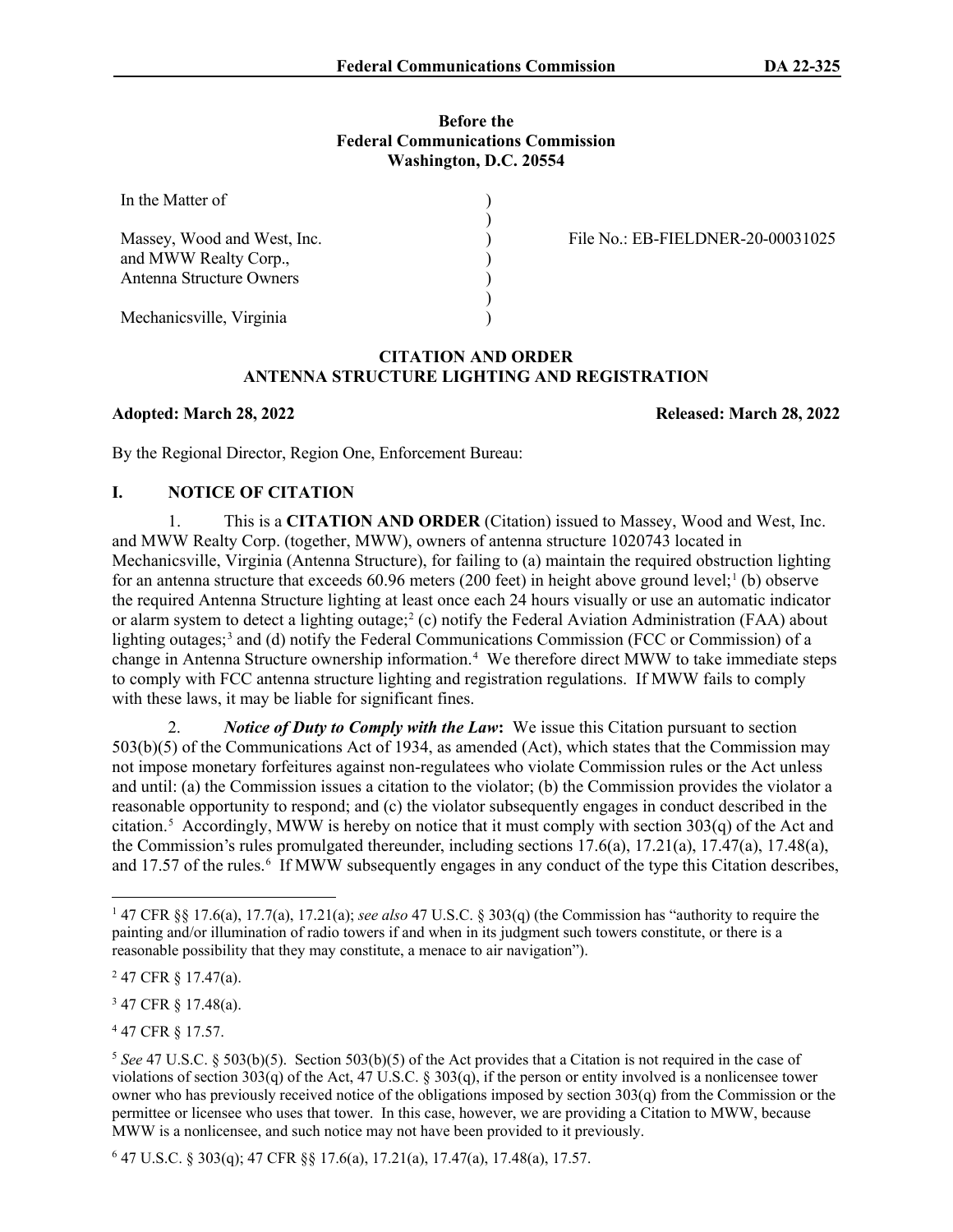**Before the**
**Federal Communications Commission**
**Washington, D.C. 20554**

| | | |
|---|---|---|
| In the Matter of | ) | |
| | ) | |
| Massey, Wood and West, Inc. | ) | File No.: EB-FIELDNER-20-00031025 |
| and MWW Realty Corp., | ) | |
| Antenna Structure Owners | ) | |
| | ) | |
| Mechanicsville, Virginia | ) | |

**CITATION AND ORDER**
**ANTENNA STRUCTURE LIGHTING AND REGISTRATION**

**Adopted: March 28, 2022** **Released: March 28, 2022**

By the Regional Director, Region One, Enforcement Bureau:

## I. NOTICE OF CITATION

1. This is a **CITATION AND ORDER** (Citation) issued to Massey, Wood and West, Inc. and MWW Realty Corp. (together, MWW), owners of antenna structure 1020743 located in Mechanicsville, Virginia (Antenna Structure), for failing to (a) maintain the required obstruction lighting for an antenna structure that exceeds 60.96 meters (200 feet) in height above ground level;[1] (b) observe the required Antenna Structure lighting at least once each 24 hours visually or use an automatic indicator or alarm system to detect a lighting outage;[2] (c) notify the Federal Aviation Administration (FAA) about lighting outages;[3] and (d) notify the Federal Communications Commission (FCC or Commission) of a change in Antenna Structure ownership information.[4] We therefore direct MWW to take immediate steps to comply with FCC antenna structure lighting and registration regulations. If MWW fails to comply with these laws, it may be liable for significant fines.

2. ***Notice of Duty to Comply with the Law*:** We issue this Citation pursuant to section 503(b)(5) of the Communications Act of 1934, as amended (Act), which states that the Commission may not impose monetary forfeitures against non-regulatees who violate Commission rules or the Act unless and until: (a) the Commission issues a citation to the violator; (b) the Commission provides the violator a reasonable opportunity to respond; and (c) the violator subsequently engages in conduct described in the citation.[5] Accordingly, MWW is hereby on notice that it must comply with section 303(q) of the Act and the Commission's rules promulgated thereunder, including sections 17.6(a), 17.21(a), 17.47(a), 17.48(a), and 17.57 of the rules.[6] If MWW subsequently engages in any conduct of the type this Citation describes,

---

[1] 47 CFR §§ 17.6(a), 17.7(a), 17.21(a); *see also* 47 U.S.C. § 303(q) (the Commission has "authority to require the painting and/or illumination of radio towers if and when in its judgment such towers constitute, or there is a reasonable possibility that they may constitute, a menace to air navigation").

[2] 47 CFR § 17.47(a).

[3] 47 CFR § 17.48(a).

[4] 47 CFR § 17.57.

[5] *See* 47 U.S.C. § 503(b)(5). Section 503(b)(5) of the Act provides that a Citation is not required in the case of violations of section 303(q) of the Act, 47 U.S.C. § 303(q), if the person or entity involved is a nonlicensee tower owner who has previously received notice of the obligations imposed by section 303(q) from the Commission or the permittee or licensee who uses that tower. In this case, however, we are providing a Citation to MWW, because MWW is a nonlicensee, and such notice may not have been provided to it previously.

[6] 47 U.S.C. § 303(q); 47 CFR §§ 17.6(a), 17.21(a), 17.47(a), 17.48(a), 17.57.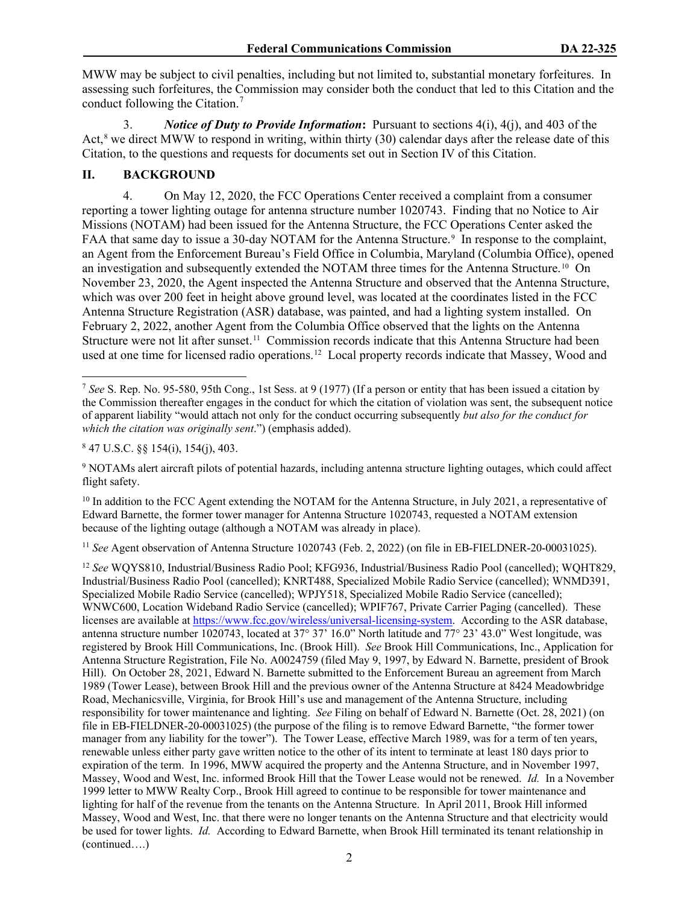MWW may be subject to civil penalties, including but not limited to, substantial monetary forfeitures. In assessing such forfeitures, the Commission may consider both the conduct that led to this Citation and the conduct following the Citation.[7]

3. ***Notice of Duty to Provide Information*:** Pursuant to sections 4(i), 4(j), and 403 of the Act,[8] we direct MWW to respond in writing, within thirty (30) calendar days after the release date of this Citation, to the questions and requests for documents set out in Section IV of this Citation.

## II. BACKGROUND

4. On May 12, 2020, the FCC Operations Center received a complaint from a consumer reporting a tower lighting outage for antenna structure number 1020743. Finding that no Notice to Air Missions (NOTAM) had been issued for the Antenna Structure, the FCC Operations Center asked the FAA that same day to issue a 30-day NOTAM for the Antenna Structure.[9] In response to the complaint, an Agent from the Enforcement Bureau's Field Office in Columbia, Maryland (Columbia Office), opened an investigation and subsequently extended the NOTAM three times for the Antenna Structure.[10] On November 23, 2020, the Agent inspected the Antenna Structure and observed that the Antenna Structure, which was over 200 feet in height above ground level, was located at the coordinates listed in the FCC Antenna Structure Registration (ASR) database, was painted, and had a lighting system installed. On February 2, 2022, another Agent from the Columbia Office observed that the lights on the Antenna Structure were not lit after sunset.[11] Commission records indicate that this Antenna Structure had been used at one time for licensed radio operations.[12] Local property records indicate that Massey, Wood and

---

[7] *See* S. Rep. No. 95-580, 95th Cong., 1st Sess. at 9 (1977) (If a person or entity that has been issued a citation by the Commission thereafter engages in the conduct for which the citation of violation was sent, the subsequent notice of apparent liability "would attach not only for the conduct occurring subsequently *but also for the conduct for which the citation was originally sent*.") (emphasis added).

[8] 47 U.S.C. §§ 154(i), 154(j), 403.

[9] NOTAMs alert aircraft pilots of potential hazards, including antenna structure lighting outages, which could affect flight safety.

[10] In addition to the FCC Agent extending the NOTAM for the Antenna Structure, in July 2021, a representative of Edward Barnette, the former tower manager for Antenna Structure 1020743, requested a NOTAM extension because of the lighting outage (although a NOTAM was already in place).

[11] *See* Agent observation of Antenna Structure 1020743 (Feb. 2, 2022) (on file in EB-FIELDNER-20-00031025).

[12] *See* WQYS810, Industrial/Business Radio Pool; KFG936, Industrial/Business Radio Pool (cancelled); WQHT829, Industrial/Business Radio Pool (cancelled); KNRT488, Specialized Mobile Radio Service (cancelled); WNMD391, Specialized Mobile Radio Service (cancelled); WPJY518, Specialized Mobile Radio Service (cancelled); WNWC600, Location Wideband Radio Service (cancelled); WPIF767, Private Carrier Paging (cancelled). These licenses are available at https://www.fcc.gov/wireless/universal-licensing-system. According to the ASR database, antenna structure number 1020743, located at 37° 37' 16.0" North latitude and 77° 23' 43.0" West longitude, was registered by Brook Hill Communications, Inc. (Brook Hill). *See* Brook Hill Communications, Inc., Application for Antenna Structure Registration, File No. A0024759 (filed May 9, 1997, by Edward N. Barnette, president of Brook Hill). On October 28, 2021, Edward N. Barnette submitted to the Enforcement Bureau an agreement from March 1989 (Tower Lease), between Brook Hill and the previous owner of the Antenna Structure at 8424 Meadowbridge Road, Mechanicsville, Virginia, for Brook Hill's use and management of the Antenna Structure, including responsibility for tower maintenance and lighting. *See* Filing on behalf of Edward N. Barnette (Oct. 28, 2021) (on file in EB-FIELDNER-20-00031025) (the purpose of the filing is to remove Edward Barnette, "the former tower manager from any liability for the tower"). The Tower Lease, effective March 1989, was for a term of ten years, renewable unless either party gave written notice to the other of its intent to terminate at least 180 days prior to expiration of the term. In 1996, MWW acquired the property and the Antenna Structure, and in November 1997, Massey, Wood and West, Inc. informed Brook Hill that the Tower Lease would not be renewed. *Id.* In a November 1999 letter to MWW Realty Corp., Brook Hill agreed to continue to be responsible for tower maintenance and lighting for half of the revenue from the tenants on the Antenna Structure. In April 2011, Brook Hill informed Massey, Wood and West, Inc. that there were no longer tenants on the Antenna Structure and that electricity would be used for tower lights. *Id.* According to Edward Barnette, when Brook Hill terminated its tenant relationship in (continued….)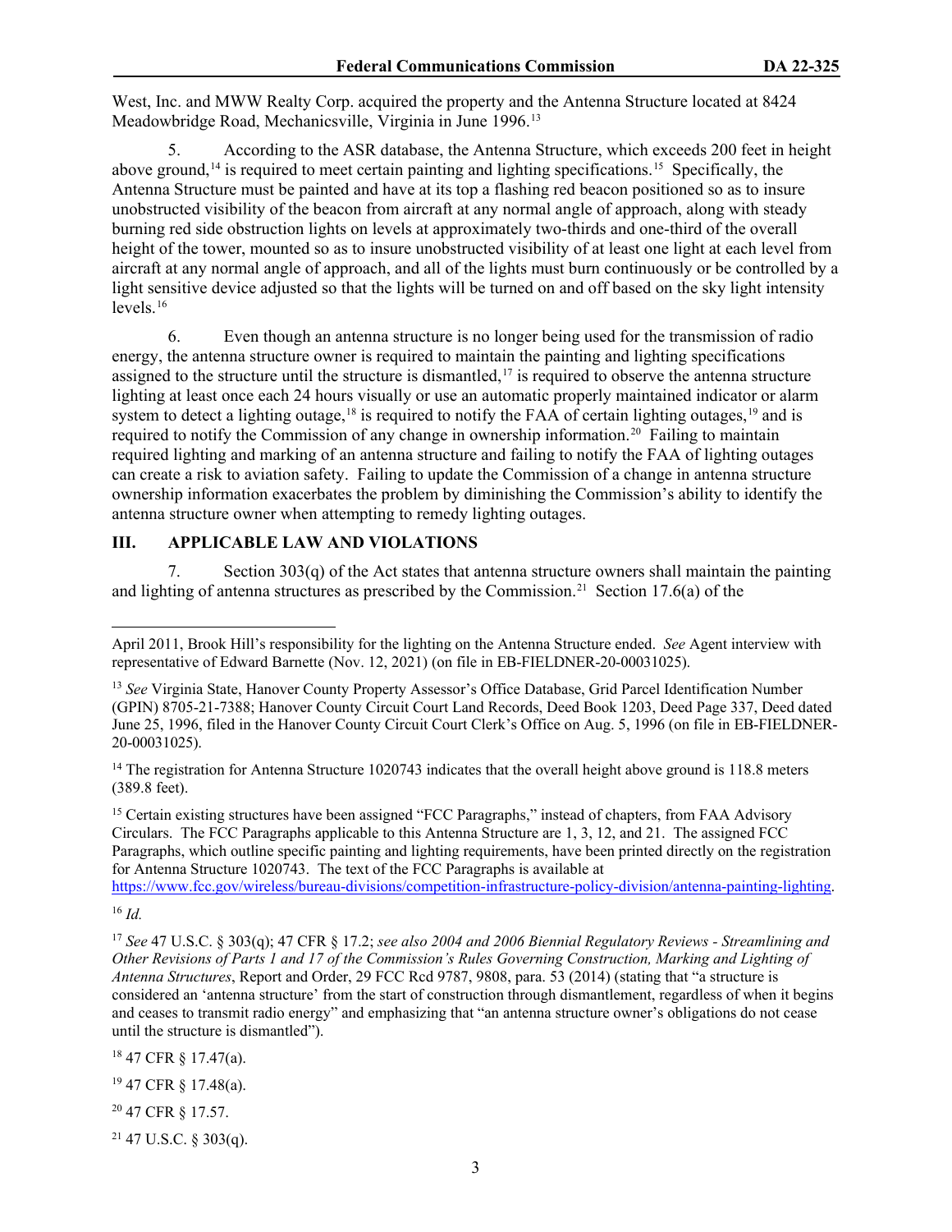West, Inc. and MWW Realty Corp. acquired the property and the Antenna Structure located at 8424 Meadowbridge Road, Mechanicsville, Virginia in June 1996.[13]

5. According to the ASR database, the Antenna Structure, which exceeds 200 feet in height above ground,[14] is required to meet certain painting and lighting specifications.[15] Specifically, the Antenna Structure must be painted and have at its top a flashing red beacon positioned so as to insure unobstructed visibility of the beacon from aircraft at any normal angle of approach, along with steady burning red side obstruction lights on levels at approximately two-thirds and one-third of the overall height of the tower, mounted so as to insure unobstructed visibility of at least one light at each level from aircraft at any normal angle of approach, and all of the lights must burn continuously or be controlled by a light sensitive device adjusted so that the lights will be turned on and off based on the sky light intensity levels.[16]

6. Even though an antenna structure is no longer being used for the transmission of radio energy, the antenna structure owner is required to maintain the painting and lighting specifications assigned to the structure until the structure is dismantled,[17] is required to observe the antenna structure lighting at least once each 24 hours visually or use an automatic properly maintained indicator or alarm system to detect a lighting outage,[18] is required to notify the FAA of certain lighting outages,[19] and is required to notify the Commission of any change in ownership information.[20] Failing to maintain required lighting and marking of an antenna structure and failing to notify the FAA of lighting outages can create a risk to aviation safety. Failing to update the Commission of a change in antenna structure ownership information exacerbates the problem by diminishing the Commission's ability to identify the antenna structure owner when attempting to remedy lighting outages.

## III. APPLICABLE LAW AND VIOLATIONS

7. Section 303(q) of the Act states that antenna structure owners shall maintain the painting and lighting of antenna structures as prescribed by the Commission.[21] Section 17.6(a) of the

---

April 2011, Brook Hill's responsibility for the lighting on the Antenna Structure ended. *See* Agent interview with representative of Edward Barnette (Nov. 12, 2021) (on file in EB-FIELDNER-20-00031025).

[13] *See* Virginia State, Hanover County Property Assessor's Office Database, Grid Parcel Identification Number (GPIN) 8705-21-7388; Hanover County Circuit Court Land Records, Deed Book 1203, Deed Page 337, Deed dated June 25, 1996, filed in the Hanover County Circuit Court Clerk's Office on Aug. 5, 1996 (on file in EB-FIELDNER-20-00031025).

[14] The registration for Antenna Structure 1020743 indicates that the overall height above ground is 118.8 meters (389.8 feet).

[15] Certain existing structures have been assigned "FCC Paragraphs," instead of chapters, from FAA Advisory Circulars. The FCC Paragraphs applicable to this Antenna Structure are 1, 3, 12, and 21. The assigned FCC Paragraphs, which outline specific painting and lighting requirements, have been printed directly on the registration for Antenna Structure 1020743. The text of the FCC Paragraphs is available at https://www.fcc.gov/wireless/bureau-divisions/competition-infrastructure-policy-division/antenna-painting-lighting.

[16] *Id.*

[17] *See* 47 U.S.C. § 303(q); 47 CFR § 17.2; *see also 2004 and 2006 Biennial Regulatory Reviews - Streamlining and Other Revisions of Parts 1 and 17 of the Commission's Rules Governing Construction, Marking and Lighting of Antenna Structures*, Report and Order, 29 FCC Rcd 9787, 9808, para. 53 (2014) (stating that "a structure is considered an 'antenna structure' from the start of construction through dismantlement, regardless of when it begins and ceases to transmit radio energy" and emphasizing that "an antenna structure owner's obligations do not cease until the structure is dismantled").

[18] 47 CFR § 17.47(a).

[19] 47 CFR § 17.48(a).

[20] 47 CFR § 17.57.

[21] 47 U.S.C. § 303(q).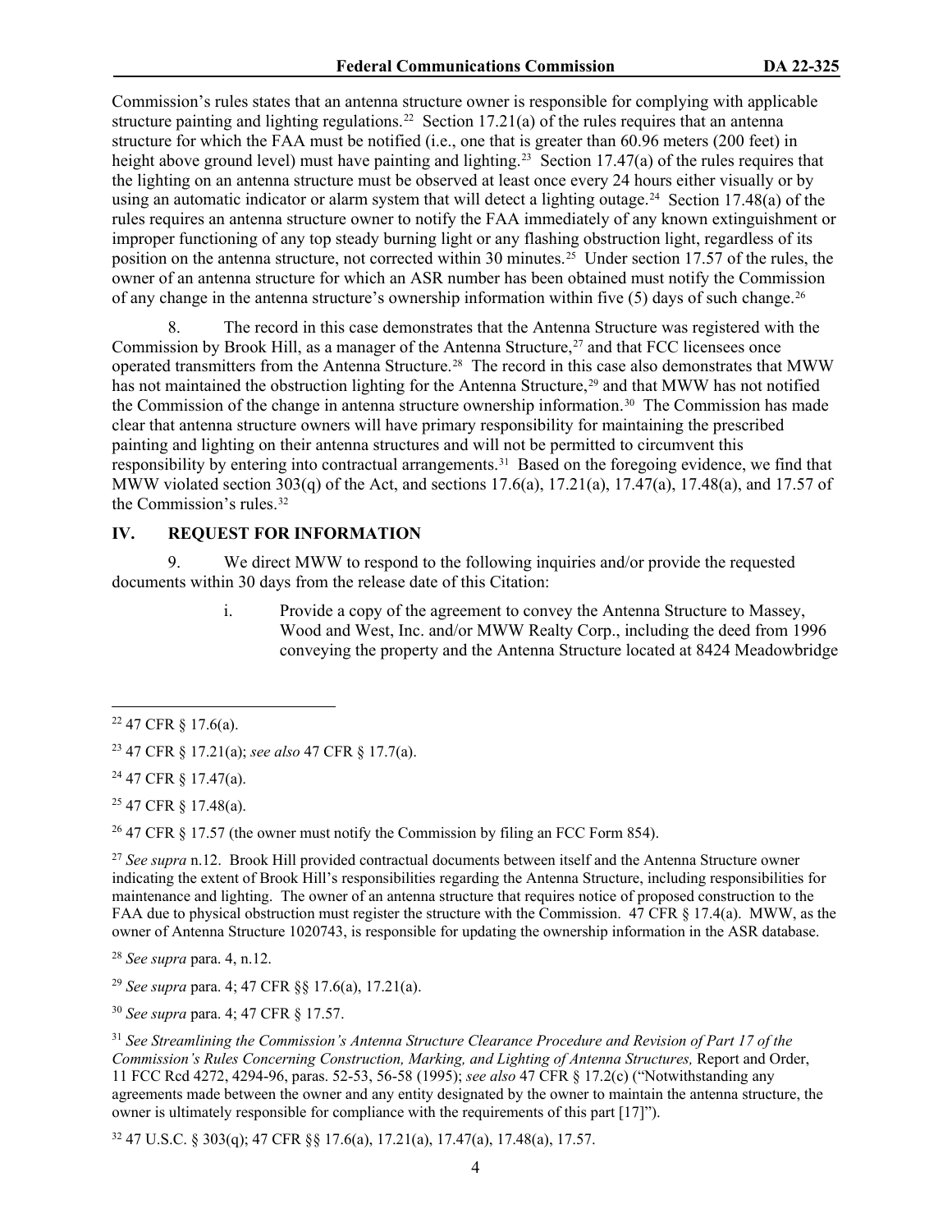Commission's rules states that an antenna structure owner is responsible for complying with applicable structure painting and lighting regulations.[22] Section 17.21(a) of the rules requires that an antenna structure for which the FAA must be notified (i.e., one that is greater than 60.96 meters (200 feet) in height above ground level) must have painting and lighting.[23] Section 17.47(a) of the rules requires that the lighting on an antenna structure must be observed at least once every 24 hours either visually or by using an automatic indicator or alarm system that will detect a lighting outage.[24] Section 17.48(a) of the rules requires an antenna structure owner to notify the FAA immediately of any known extinguishment or improper functioning of any top steady burning light or any flashing obstruction light, regardless of its position on the antenna structure, not corrected within 30 minutes.[25] Under section 17.57 of the rules, the owner of an antenna structure for which an ASR number has been obtained must notify the Commission of any change in the antenna structure's ownership information within five (5) days of such change.[26]

8. The record in this case demonstrates that the Antenna Structure was registered with the Commission by Brook Hill, as a manager of the Antenna Structure,[27] and that FCC licensees once operated transmitters from the Antenna Structure.[28] The record in this case also demonstrates that MWW has not maintained the obstruction lighting for the Antenna Structure,[29] and that MWW has not notified the Commission of the change in antenna structure ownership information.[30] The Commission has made clear that antenna structure owners will have primary responsibility for maintaining the prescribed painting and lighting on their antenna structures and will not be permitted to circumvent this responsibility by entering into contractual arrangements.[31] Based on the foregoing evidence, we find that MWW violated section 303(q) of the Act, and sections 17.6(a), 17.21(a), 17.47(a), 17.48(a), and 17.57 of the Commission's rules.[32]

## IV. REQUEST FOR INFORMATION

9. We direct MWW to respond to the following inquiries and/or provide the requested documents within 30 days from the release date of this Citation:

i. Provide a copy of the agreement to convey the Antenna Structure to Massey, Wood and West, Inc. and/or MWW Realty Corp., including the deed from 1996 conveying the property and the Antenna Structure located at 8424 Meadowbridge

---

[22] 47 CFR § 17.6(a).

[23] 47 CFR § 17.21(a); *see also* 47 CFR § 17.7(a).

[24] 47 CFR § 17.47(a).

[25] 47 CFR § 17.48(a).

[26] 47 CFR § 17.57 (the owner must notify the Commission by filing an FCC Form 854).

[27] *See supra* n.12. Brook Hill provided contractual documents between itself and the Antenna Structure owner indicating the extent of Brook Hill's responsibilities regarding the Antenna Structure, including responsibilities for maintenance and lighting. The owner of an antenna structure that requires notice of proposed construction to the FAA due to physical obstruction must register the structure with the Commission. 47 CFR § 17.4(a). MWW, as the owner of Antenna Structure 1020743, is responsible for updating the ownership information in the ASR database.

[28] *See supra* para. 4, n.12.

[29] *See supra* para. 4; 47 CFR §§ 17.6(a), 17.21(a).

[30] *See supra* para. 4; 47 CFR § 17.57.

[31] *See Streamlining the Commission's Antenna Structure Clearance Procedure and Revision of Part 17 of the Commission's Rules Concerning Construction, Marking, and Lighting of Antenna Structures,* Report and Order, 11 FCC Rcd 4272, 4294-96, paras. 52-53, 56-58 (1995); *see also* 47 CFR § 17.2(c) ("Notwithstanding any agreements made between the owner and any entity designated by the owner to maintain the antenna structure, the owner is ultimately responsible for compliance with the requirements of this part [17]").

[32] 47 U.S.C. § 303(q); 47 CFR §§ 17.6(a), 17.21(a), 17.47(a), 17.48(a), 17.57.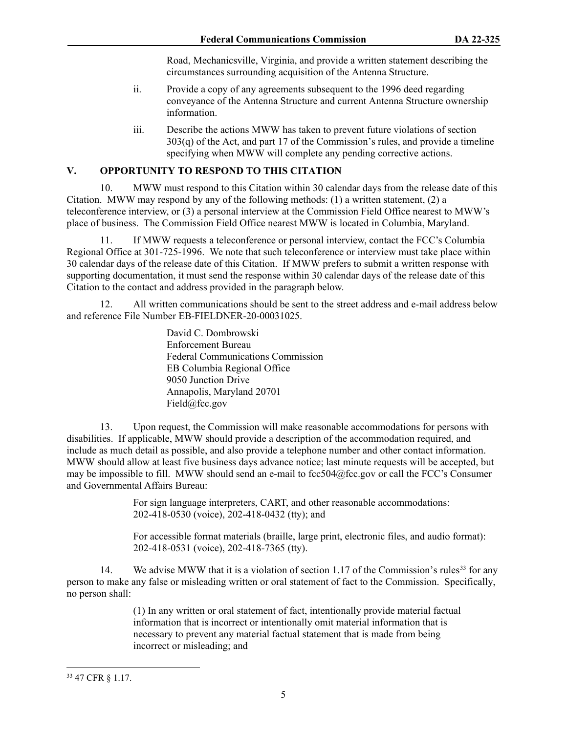Road, Mechanicsville, Virginia, and provide a written statement describing the circumstances surrounding acquisition of the Antenna Structure.

ii. Provide a copy of any agreements subsequent to the 1996 deed regarding conveyance of the Antenna Structure and current Antenna Structure ownership information.

iii. Describe the actions MWW has taken to prevent future violations of section 303(q) of the Act, and part 17 of the Commission's rules, and provide a timeline specifying when MWW will complete any pending corrective actions.

## V. OPPORTUNITY TO RESPOND TO THIS CITATION

10. MWW must respond to this Citation within 30 calendar days from the release date of this Citation. MWW may respond by any of the following methods: (1) a written statement, (2) a teleconference interview, or (3) a personal interview at the Commission Field Office nearest to MWW's place of business. The Commission Field Office nearest MWW is located in Columbia, Maryland.

11. If MWW requests a teleconference or personal interview, contact the FCC's Columbia Regional Office at 301-725-1996. We note that such teleconference or interview must take place within 30 calendar days of the release date of this Citation. If MWW prefers to submit a written response with supporting documentation, it must send the response within 30 calendar days of the release date of this Citation to the contact and address provided in the paragraph below.

12. All written communications should be sent to the street address and e-mail address below and reference File Number EB-FIELDNER-20-00031025.

> David C. Dombrowski
> Enforcement Bureau
> Federal Communications Commission
> EB Columbia Regional Office
> 9050 Junction Drive
> Annapolis, Maryland 20701
> Field@fcc.gov

13. Upon request, the Commission will make reasonable accommodations for persons with disabilities. If applicable, MWW should provide a description of the accommodation required, and include as much detail as possible, and also provide a telephone number and other contact information. MWW should allow at least five business days advance notice; last minute requests will be accepted, but may be impossible to fill. MWW should send an e-mail to fcc504@fcc.gov or call the FCC's Consumer and Governmental Affairs Bureau:

> For sign language interpreters, CART, and other reasonable accommodations: 202-418-0530 (voice), 202-418-0432 (tty); and
>
> For accessible format materials (braille, large print, electronic files, and audio format): 202-418-0531 (voice), 202-418-7365 (tty).

14. We advise MWW that it is a violation of section 1.17 of the Commission's rules[33] for any person to make any false or misleading written or oral statement of fact to the Commission. Specifically, no person shall:

> (1) In any written or oral statement of fact, intentionally provide material factual information that is incorrect or intentionally omit material information that is necessary to prevent any material factual statement that is made from being incorrect or misleading; and

---

[33] 47 CFR § 1.17.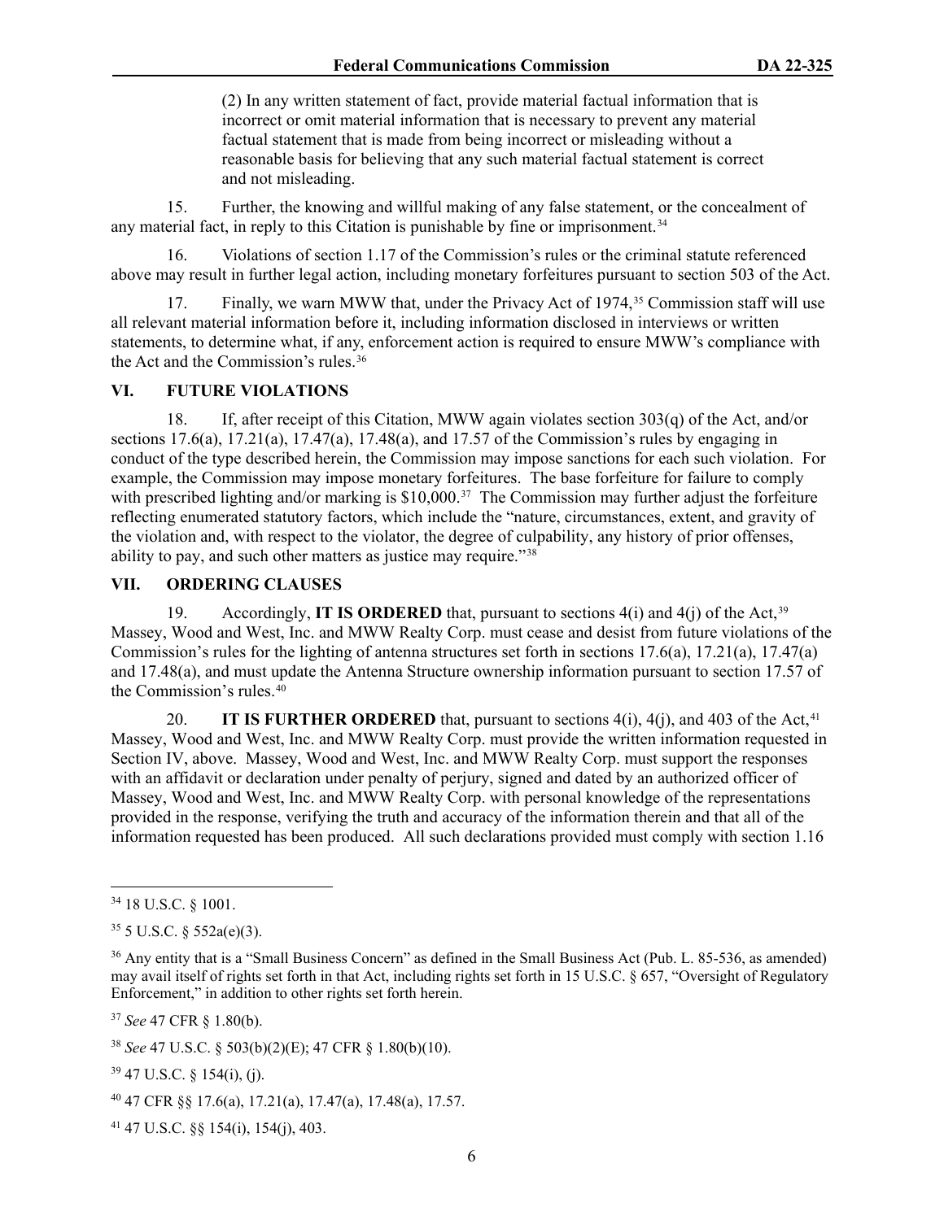(2) In any written statement of fact, provide material factual information that is incorrect or omit material information that is necessary to prevent any material factual statement that is made from being incorrect or misleading without a reasonable basis for believing that any such material factual statement is correct and not misleading.

15. Further, the knowing and willful making of any false statement, or the concealment of any material fact, in reply to this Citation is punishable by fine or imprisonment.[34]

16. Violations of section 1.17 of the Commission's rules or the criminal statute referenced above may result in further legal action, including monetary forfeitures pursuant to section 503 of the Act.

17. Finally, we warn MWW that, under the Privacy Act of 1974,[35] Commission staff will use all relevant material information before it, including information disclosed in interviews or written statements, to determine what, if any, enforcement action is required to ensure MWW's compliance with the Act and the Commission's rules.[36]

## VI. FUTURE VIOLATIONS

18. If, after receipt of this Citation, MWW again violates section 303(q) of the Act, and/or sections 17.6(a), 17.21(a), 17.47(a), 17.48(a), and 17.57 of the Commission's rules by engaging in conduct of the type described herein, the Commission may impose sanctions for each such violation. For example, the Commission may impose monetary forfeitures. The base forfeiture for failure to comply with prescribed lighting and/or marking is $10,000.[37] The Commission may further adjust the forfeiture reflecting enumerated statutory factors, which include the "nature, circumstances, extent, and gravity of the violation and, with respect to the violator, the degree of culpability, any history of prior offenses, ability to pay, and such other matters as justice may require."[38]

## VII. ORDERING CLAUSES

19. Accordingly, **IT IS ORDERED** that, pursuant to sections 4(i) and 4(j) of the Act,[39] Massey, Wood and West, Inc. and MWW Realty Corp. must cease and desist from future violations of the Commission's rules for the lighting of antenna structures set forth in sections 17.6(a), 17.21(a), 17.47(a) and 17.48(a), and must update the Antenna Structure ownership information pursuant to section 17.57 of the Commission's rules.[40]

20. **IT IS FURTHER ORDERED** that, pursuant to sections 4(i), 4(j), and 403 of the Act,[41] Massey, Wood and West, Inc. and MWW Realty Corp. must provide the written information requested in Section IV, above. Massey, Wood and West, Inc. and MWW Realty Corp. must support the responses with an affidavit or declaration under penalty of perjury, signed and dated by an authorized officer of Massey, Wood and West, Inc. and MWW Realty Corp. with personal knowledge of the representations provided in the response, verifying the truth and accuracy of the information therein and that all of the information requested has been produced. All such declarations provided must comply with section 1.16

---

[34] 18 U.S.C. § 1001.

[35] 5 U.S.C. § 552a(e)(3).

[36] Any entity that is a "Small Business Concern" as defined in the Small Business Act (Pub. L. 85-536, as amended) may avail itself of rights set forth in that Act, including rights set forth in 15 U.S.C. § 657, "Oversight of Regulatory Enforcement," in addition to other rights set forth herein.

[37] *See* 47 CFR § 1.80(b).

[38] *See* 47 U.S.C. § 503(b)(2)(E); 47 CFR § 1.80(b)(10).

[39] 47 U.S.C. § 154(i), (j).

[40] 47 CFR §§ 17.6(a), 17.21(a), 17.47(a), 17.48(a), 17.57.

[41] 47 U.S.C. §§ 154(i), 154(j), 403.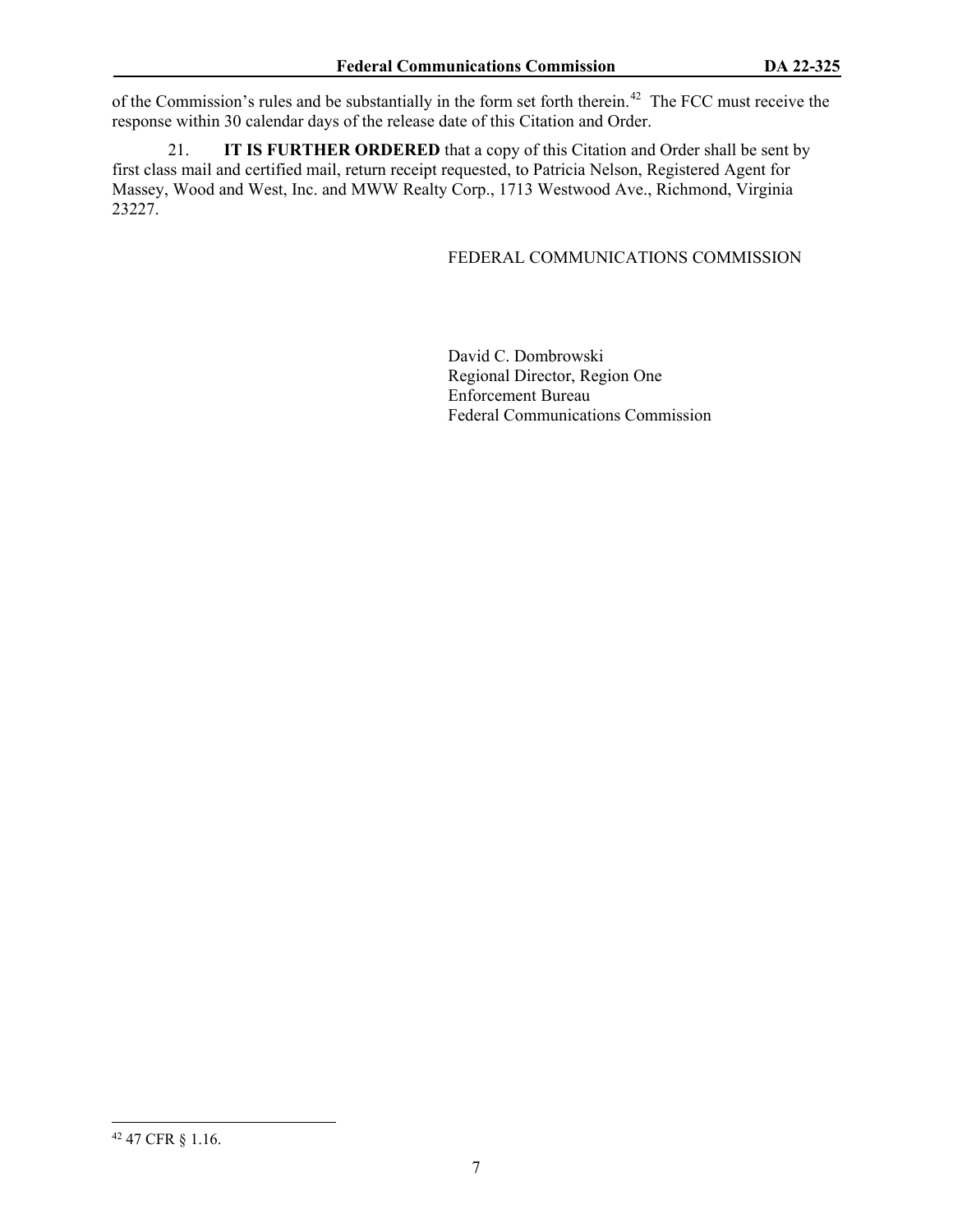of the Commission's rules and be substantially in the form set forth therein.[42] The FCC must receive the response within 30 calendar days of the release date of this Citation and Order.

21. **IT IS FURTHER ORDERED** that a copy of this Citation and Order shall be sent by first class mail and certified mail, return receipt requested, to Patricia Nelson, Registered Agent for Massey, Wood and West, Inc. and MWW Realty Corp., 1713 Westwood Ave., Richmond, Virginia 23227.

FEDERAL COMMUNICATIONS COMMISSION

David C. Dombrowski
Regional Director, Region One
Enforcement Bureau
Federal Communications Commission

---

[42] 47 CFR § 1.16.